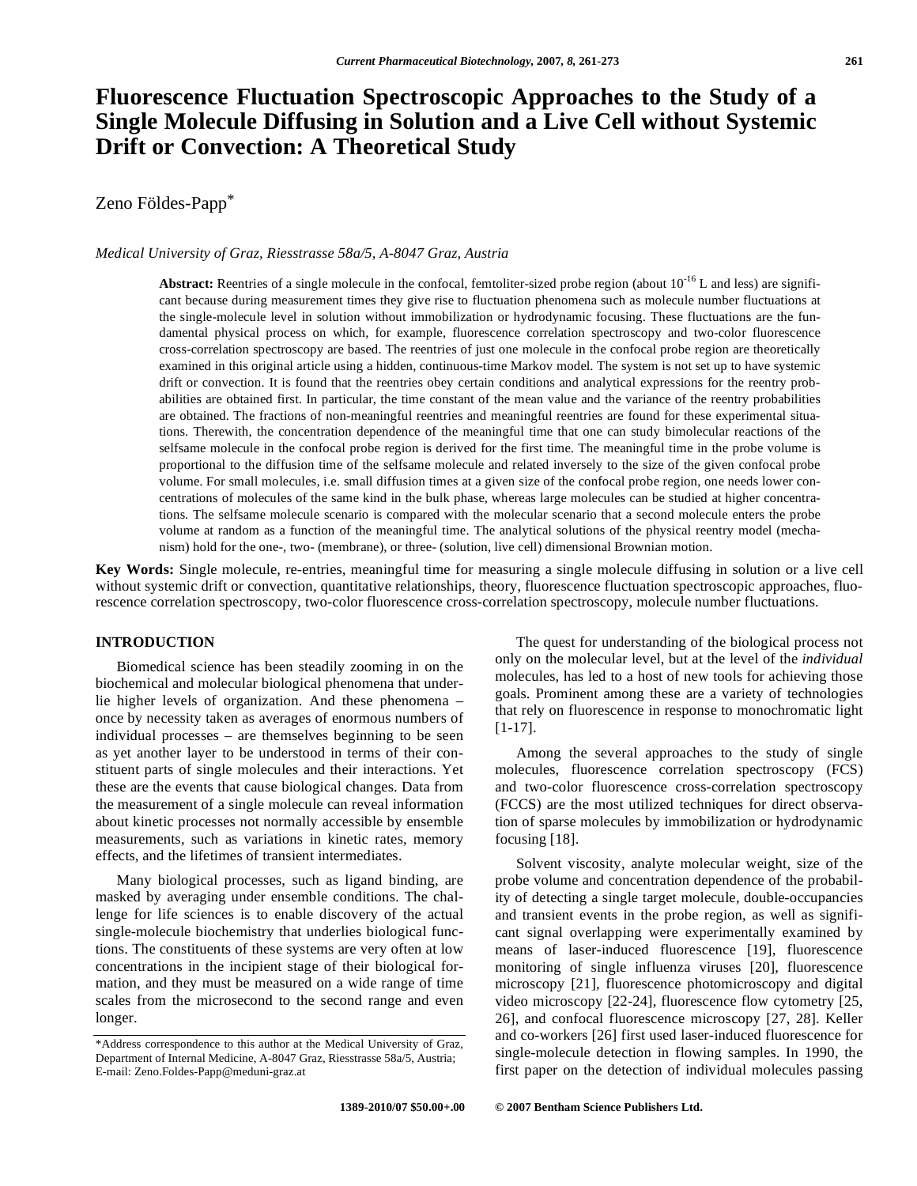# Fluorescence Fluctuation Spectroscopic Approaches to the Study of a Single Molecule Diffusing in Solution and a Live Cell without Systemic Drift or Convection: A Theoretical Study

Zeno Földes-Papp*

*Medical University of Graz, Riesstrasse 58a/5, A-8047 Graz, Austria*

**Abstract:** Reentries of a single molecule in the confocal, femtoliter-sized probe region (about $10^{-16}$ L and less) are significant because during measurement times they give rise to fluctuation phenomena such as molecule number fluctuations at the single-molecule level in solution without immobilization or hydrodynamic focusing. These fluctuations are the fundamental physical process on which, for example, fluorescence correlation spectroscopy and two-color fluorescence cross-correlation spectroscopy are based. The reentries of just one molecule in the confocal probe region are theoretically examined in this original article using a hidden, continuous-time Markov model. The system is not set up to have systemic drift or convection. It is found that the reentries obey certain conditions and analytical expressions for the reentry probabilities are obtained first. In particular, the time constant of the mean value and the variance of the reentry probabilities are obtained. The fractions of non-meaningful reentries and meaningful reentries are found for these experimental situations. Therewith, the concentration dependence of the meaningful time that one can study bimolecular reactions of the selfsame molecule in the confocal probe region is derived for the first time. The meaningful time in the probe volume is proportional to the diffusion time of the selfsame molecule and related inversely to the size of the given confocal probe volume. For small molecules, i.e. small diffusion times at a given size of the confocal probe region, one needs lower concentrations of molecules of the same kind in the bulk phase, whereas large molecules can be studied at higher concentrations. The selfsame molecule scenario is compared with the molecular scenario that a second molecule enters the probe volume at random as a function of the meaningful time. The analytical solutions of the physical reentry model (mechanism) hold for the one-, two- (membrane), or three- (solution, live cell) dimensional Brownian motion.

**Key Words:** Single molecule, re-entries, meaningful time for measuring a single molecule diffusing in solution or a live cell without systemic drift or convection, quantitative relationships, theory, fluorescence fluctuation spectroscopic approaches, fluorescence correlation spectroscopy, two-color fluorescence cross-correlation spectroscopy, molecule number fluctuations.

## INTRODUCTION

Biomedical science has been steadily zooming in on the biochemical and molecular biological phenomena that underlie higher levels of organization. And these phenomena – once by necessity taken as averages of enormous numbers of individual processes – are themselves beginning to be seen as yet another layer to be understood in terms of their constituent parts of single molecules and their interactions. Yet these are the events that cause biological changes. Data from the measurement of a single molecule can reveal information about kinetic processes not normally accessible by ensemble measurements, such as variations in kinetic rates, memory effects, and the lifetimes of transient intermediates.

Many biological processes, such as ligand binding, are masked by averaging under ensemble conditions. The challenge for life sciences is to enable discovery of the actual single-molecule biochemistry that underlies biological functions. The constituents of these systems are very often at low concentrations in the incipient stage of their biological formation, and they must be measured on a wide range of time scales from the microsecond to the second range and even longer.

The quest for understanding of the biological process not only on the molecular level, but at the level of the *individual* molecules, has led to a host of new tools for achieving those goals. Prominent among these are a variety of technologies that rely on fluorescence in response to monochromatic light [1-17].

Among the several approaches to the study of single molecules, fluorescence correlation spectroscopy (FCS) and two-color fluorescence cross-correlation spectroscopy (FCCS) are the most utilized techniques for direct observation of sparse molecules by immobilization or hydrodynamic focusing [18].

Solvent viscosity, analyte molecular weight, size of the probe volume and concentration dependence of the probability of detecting a single target molecule, double-occupancies and transient events in the probe region, as well as significant signal overlapping were experimentally examined by means of laser-induced fluorescence [19], fluorescence monitoring of single influenza viruses [20], fluorescence microscopy [21], fluorescence photomicroscopy and digital video microscopy [22-24], fluorescence flow cytometry [25, 26], and confocal fluorescence microscopy [27, 28]. Keller and co-workers [26] first used laser-induced fluorescence for single-molecule detection in flowing samples. In 1990, the first paper on the detection of individual molecules passing

*Address correspondence to this author at the Medical University of Graz, Department of Internal Medicine, A-8047 Graz, Riesstrasse 58a/5, Austria; E-mail: Zeno.Foldes-Papp@meduni-graz.at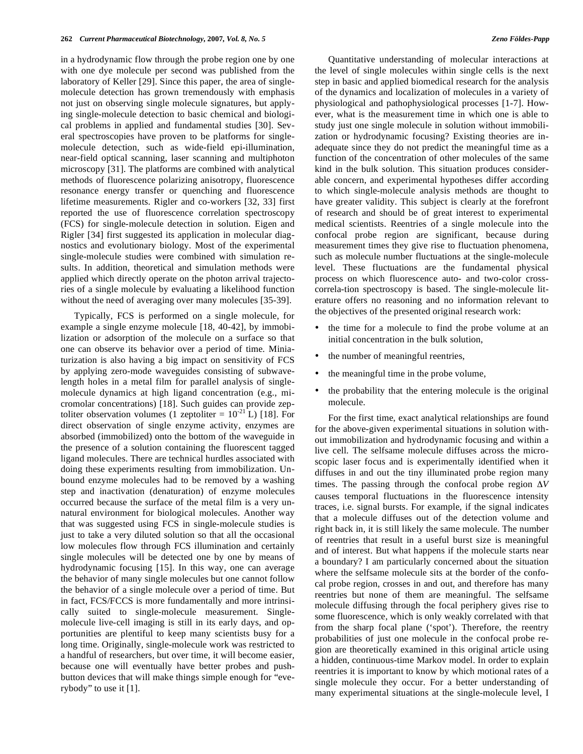in a hydrodynamic flow through the probe region one by one with one dye molecule per second was published from the laboratory of Keller [29]. Since this paper, the area of single-molecule detection has grown tremendously with emphasis not just on observing single molecule signatures, but applying single-molecule detection to basic chemical and biological problems in applied and fundamental studies [30]. Several spectroscopies have proven to be platforms for single-molecule detection, such as wide-field epi-illumination, near-field optical scanning, laser scanning and multiphoton microscopy [31]. The platforms are combined with analytical methods of fluorescence polarizing anisotropy, fluorescence resonance energy transfer or quenching and fluorescence lifetime measurements. Rigler and co-workers [32, 33] first reported the use of fluorescence correlation spectroscopy (FCS) for single-molecule detection in solution. Eigen and Rigler [34] first suggested its application in molecular diagnostics and evolutionary biology. Most of the experimental single-molecule studies were combined with simulation results. In addition, theoretical and simulation methods were applied which directly operate on the photon arrival trajectories of a single molecule by evaluating a likelihood function without the need of averaging over many molecules [35-39].

Typically, FCS is performed on a single molecule, for example a single enzyme molecule [18, 40-42], by immobilization or adsorption of the molecule on a surface so that one can observe its behavior over a period of time. Miniaturization is also having a big impact on sensitivity of FCS by applying zero-mode waveguides consisting of subwavelength holes in a metal film for parallel analysis of single-molecule dynamics at high ligand concentration (e.g., micromolar concentrations) [18]. Such guides can provide zeptoliter observation volumes (1 zeptoliter = $10^{-21}$ L) [18]. For direct observation of single enzyme activity, enzymes are absorbed (immobilized) onto the bottom of the waveguide in the presence of a solution containing the fluorescent tagged ligand molecules. There are technical hurdles associated with doing these experiments resulting from immobilization. Unbound enzyme molecules had to be removed by a washing step and inactivation (denaturation) of enzyme molecules occurred because the surface of the metal film is a very unnatural environment for biological molecules. Another way that was suggested using FCS in single-molecule studies is just to take a very diluted solution so that all the occasional low molecules flow through FCS illumination and certainly single molecules will be detected one by one by means of hydrodynamic focusing [15]. In this way, one can average the behavior of many single molecules but one cannot follow the behavior of a single molecule over a period of time. But in fact, FCS/FCCS is more fundamentally and more intrinsically suited to single-molecule measurement. Single-molecule live-cell imaging is still in its early days, and opportunities are plentiful to keep many scientists busy for a long time. Originally, single-molecule work was restricted to a handful of researchers, but over time, it will become easier, because one will eventually have better probes and push-button devices that will make things simple enough for "everybody" to use it [1].

Quantitative understanding of molecular interactions at the level of single molecules within single cells is the next step in basic and applied biomedical research for the analysis of the dynamics and localization of molecules in a variety of physiological and pathophysiological processes [1-7]. However, what is the measurement time in which one is able to study just one single molecule in solution without immobilization or hydrodynamic focusing? Existing theories are inadequate since they do not predict the meaningful time as a function of the concentration of other molecules of the same kind in the bulk solution. This situation produces considerable concern, and experimental hypotheses differ according to which single-molecule analysis methods are thought to have greater validity. This subject is clearly at the forefront of research and should be of great interest to experimental medical scientists. Reentries of a single molecule into the confocal probe region are significant, because during measurement times they give rise to fluctuation phenomena, such as molecule number fluctuations at the single-molecule level. These fluctuations are the fundamental physical process on which fluorescence auto- and two-color cross-correla-tion spectroscopy is based. The single-molecule literature offers no reasoning and no information relevant to the objectives of the presented original research work:

- the time for a molecule to find the probe volume at an initial concentration in the bulk solution,
- the number of meaningful reentries,
- the meaningful time in the probe volume,
- the probability that the entering molecule is the original molecule.

For the first time, exact analytical relationships are found for the above-given experimental situations in solution without immobilization and hydrodynamic focusing and within a live cell. The selfsame molecule diffuses across the microscopic laser focus and is experimentally identified when it diffuses in and out the tiny illuminated probe region many times. The passing through the confocal probe region $\Delta V$ causes temporal fluctuations in the fluorescence intensity traces, i.e. signal bursts. For example, if the signal indicates that a molecule diffuses out of the detection volume and right back in, it is still likely the same molecule. The number of reentries that result in a useful burst size is meaningful and of interest. But what happens if the molecule starts near a boundary? I am particularly concerned about the situation where the selfsame molecule sits at the border of the confocal probe region, crosses in and out, and therefore has many reentries but none of them are meaningful. The selfsame molecule diffusing through the focal periphery gives rise to some fluorescence, which is only weakly correlated with that from the sharp focal plane ('spot'). Therefore, the reentry probabilities of just one molecule in the confocal probe region are theoretically examined in this original article using a hidden, continuous-time Markov model. In order to explain reentries it is important to know by which motional rates of a single molecule they occur. For a better understanding of many experimental situations at the single-molecule level, I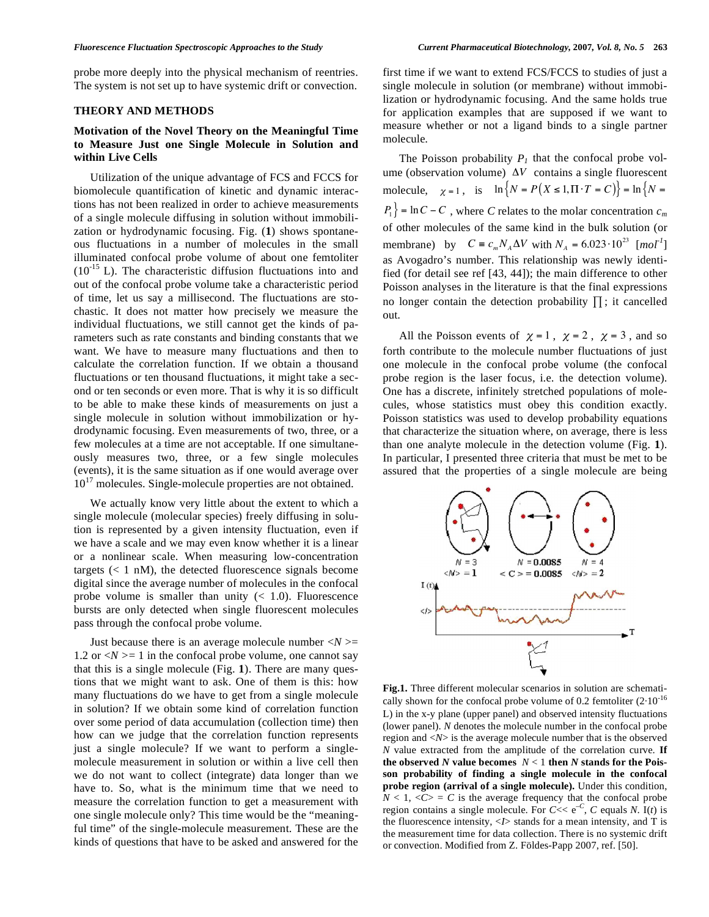probe more deeply into the physical mechanism of reentries. The system is not set up to have systemic drift or convection.

## THEORY AND METHODS

### Motivation of the Novel Theory on the Meaningful Time to Measure Just one Single Molecule in Solution and within Live Cells

Utilization of the unique advantage of FCS and FCCS for biomolecule quantification of kinetic and dynamic interactions has not been realized in order to achieve measurements of a single molecule diffusing in solution without immobilization or hydrodynamic focusing. Fig. (**1**) shows spontaneous fluctuations in a number of molecules in the small illuminated confocal probe volume of about one femtoliter ($10^{-15}$ L). The characteristic diffusion fluctuations into and out of the confocal probe volume take a characteristic period of time, let us say a millisecond. The fluctuations are stochastic. It does not matter how precisely we measure the individual fluctuations, we still cannot get the kinds of parameters such as rate constants and binding constants that we want. We have to measure many fluctuations and then to calculate the correlation function. If we obtain a thousand fluctuations or ten thousand fluctuations, it might take a second or ten seconds or even more. That is why it is so difficult to be able to make these kinds of measurements on just a single molecule in solution without immobilization or hydrodynamic focusing. Even measurements of two, three, or a few molecules at a time are not acceptable. If one simultaneously measures two, three, or a few single molecules (events), it is the same situation as if one would average over $10^{17}$ molecules. Single-molecule properties are not obtained.

We actually know very little about the extent to which a single molecule (molecular species) freely diffusing in solution is represented by a given intensity fluctuation, even if we have a scale and we may even know whether it is a linear or a nonlinear scale. When measuring low-concentration targets (< 1 nM), the detected fluorescence signals become digital since the average number of molecules in the confocal probe volume is smaller than unity (< 1.0). Fluorescence bursts are only detected when single fluorescent molecules pass through the confocal probe volume.

Just because there is an average molecule number $\langle N \rangle = 1.2$ or $\langle N \rangle = 1$ in the confocal probe volume, one cannot say that this is a single molecule (Fig. **1**). There are many questions that we might want to ask. One of them is this: how many fluctuations do we have to get from a single molecule in solution? If we obtain some kind of correlation function over some period of data accumulation (collection time) then how can we judge that the correlation function represents just a single molecule? If we want to perform a single-molecule measurement in solution or within a live cell then we do not want to collect (integrate) data longer than we have to. So, what is the minimum time that we need to measure the correlation function to get a measurement with one single molecule only? This time would be the "meaningful time" of the single-molecule measurement. These are the kinds of questions that have to be asked and answered for the first time if we want to extend FCS/FCCS to studies of just a single molecule in solution (or membrane) without immobilization or hydrodynamic focusing. And the same holds true for application examples that are supposed if we want to measure whether or not a ligand binds to a single partner molecule.

The Poisson probability $P_1$ that the confocal probe volume (observation volume) $\Delta V$ contains a single fluorescent molecule, $\chi = 1$, is $\ln\{N = P(X \leq 1, \Pi \cdot T = C)\} = \ln\{N = P_1\} = \ln C - C$, where $C$ relates to the molar concentration $c_m$ of other molecules of the same kind in the bulk solution (or membrane) by $C \equiv c_m N_A \Delta V$ with $N_A = 6.023 \cdot 10^{23}$ [$mol^{-1}$] as Avogadro's number. This relationship was newly identified (for detail see ref [43, 44]); the main difference to other Poisson analyses in the literature is that the final expressions no longer contain the detection probability $\prod$; it cancelled out.

All the Poisson events of $\chi = 1$, $\chi = 2$, $\chi = 3$, and so forth contribute to the molecule number fluctuations of just one molecule in the confocal probe volume (the confocal probe region is the laser focus, i.e. the detection volume). One has a discrete, infinitely stretched populations of molecules, whose statistics must obey this condition exactly. Poisson statistics was used to develop probability equations that characterize the situation where, on average, there is less than one analyte molecule in the detection volume (Fig. **1**). In particular, I presented three criteria that must be met to be assured that the properties of a single molecule are being

**Fig.1.** Three different molecular scenarios in solution are schematically shown for the confocal probe volume of 0.2 femtoliter ($2 \cdot 10^{-16}$ L) in the x-y plane (upper panel) and observed intensity fluctuations (lower panel). $N$ denotes the molecule number in the confocal probe region and $\langle N \rangle$ is the average molecule number that is the observed $N$ value extracted from the amplitude of the correlation curve. **If the observed $N$ value becomes $N < 1$ then $N$ stands for the Poisson probability of finding a single molecule in the confocal probe region (arrival of a single molecule).** Under this condition, $N < 1$, $\langle C \rangle = C$ is the average frequency that the confocal probe region contains a single molecule. For $C << e^{-C}$, $C$ equals $N$. I($t$) is the fluorescence intensity, $\langle I \rangle$ stands for a mean intensity, and T is the measurement time for data collection. There is no systemic drift or convection. Modified from Z. Földes-Papp 2007, ref. [50].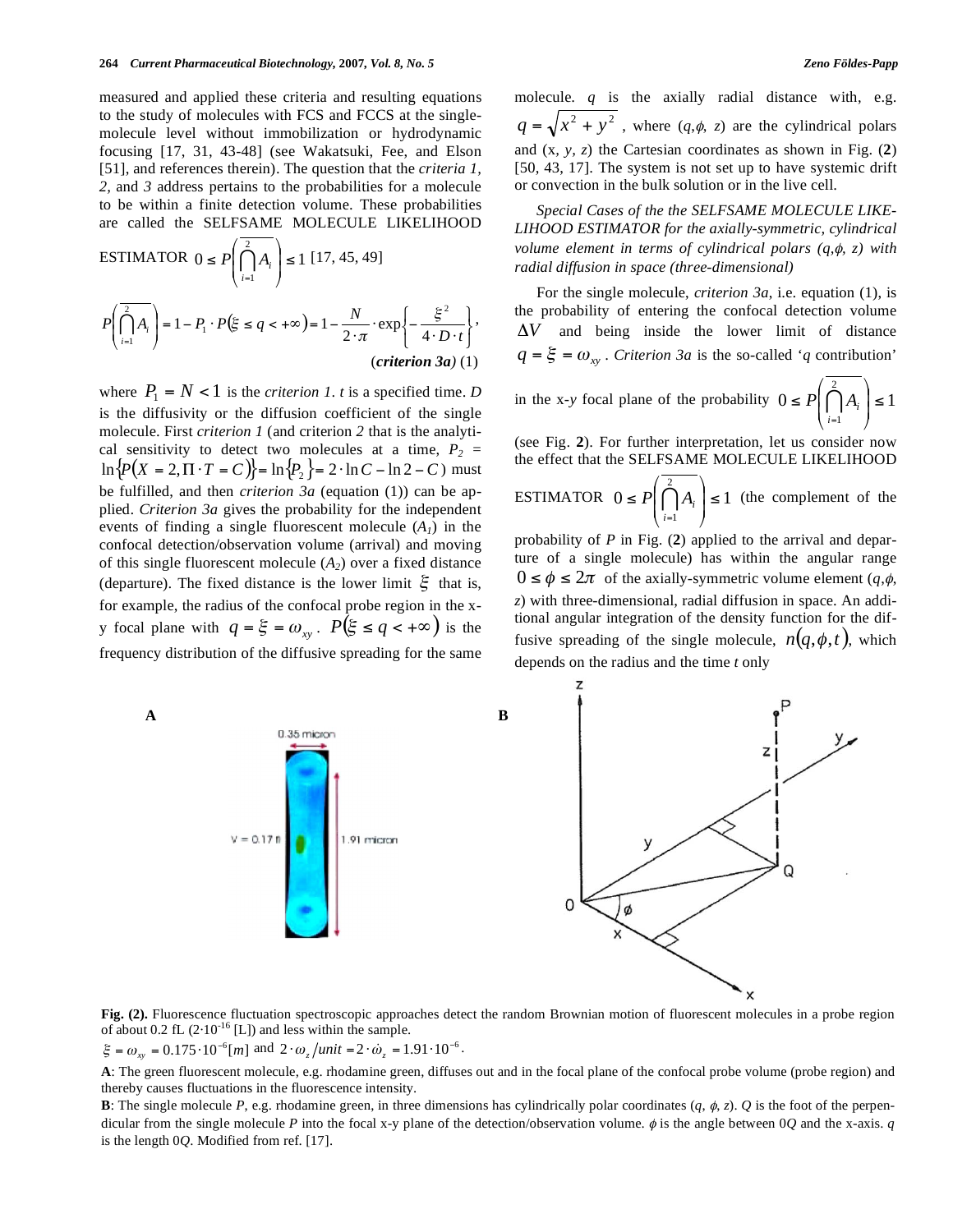measured and applied these criteria and resulting equations to the study of molecules with FCS and FCCS at the single-molecule level without immobilization or hydrodynamic focusing [17, 31, 43-48] (see Wakatsuki, Fee, and Elson [51], and references therein). The question that the *criteria 1, 2,* and *3* address pertains to the probabilities for a molecule to be within a finite detection volume. These probabilities are called the SELFSAME MOLECULE LIKELIHOOD ESTIMATOR $0 \le P\left(\overline{\bigcap_{i=1}^{2} A_i}\right) \le 1$ [17, 45, 49]

$$P\left(\overline{\bigcap_{i=1}^{2} A_i}\right) = 1 - P_1 \cdot P(\xi \le q < +\infty) = 1 - \frac{N}{2 \cdot \pi} \cdot \exp\left\{-\frac{\xi^2}{4 \cdot D \cdot t}\right\}, \quad (\textit{criterion 3a})\ (1)$$

where $P_1 = N < 1$ is the *criterion 1*. $t$ is a specified time. $D$ is the diffusivity or the diffusion coefficient of the single molecule. First *criterion 1* (and criterion *2* that is the analytical sensitivity to detect two molecules at a time, $P_2 = \ln\{P(X = 2, \Pi \cdot T = C)\} = \ln\{P_2\} = 2 \cdot \ln C - \ln 2 - C$) must be fulfilled, and then *criterion 3a* (equation (1)) can be applied. *Criterion 3a* gives the probability for the independent events of finding a single fluorescent molecule ($A_1$) in the confocal detection/observation volume (arrival) and moving of this single fluorescent molecule ($A_2$) over a fixed distance (departure). The fixed distance is the lower limit $\xi$ that is, for example, the radius of the confocal probe region in the x-y focal plane with $q = \xi = \omega_{xy}$. $P(\xi \le q < +\infty)$ is the frequency distribution of the diffusive spreading for the same molecule. $q$ is the axially radial distance with, e.g. $q = \sqrt{x^2 + y^2}$, where ($q,\phi, z$) are the cylindrical polars and ($x, y, z$) the Cartesian coordinates as shown in Fig. (**2**) [50, 43, 17]. The system is not set up to have systemic drift or convection in the bulk solution or in the live cell.

*Special Cases of the the SELFSAME MOLECULE LIKELIHOOD ESTIMATOR for the axially-symmetric, cylindrical volume element in terms of cylindrical polars ($q,\phi, z$) with radial diffusion in space (three-dimensional)*

For the single molecule, *criterion 3a*, i.e. equation (1), is the probability of entering the confocal detection volume $\Delta V$ and being inside the lower limit of distance $q = \xi = \omega_{xy}$. *Criterion 3a* is the so-called '*q* contribution' in the x-*y* focal plane of the probability $0 \le P\left(\overline{\bigcap_{i=1}^{2} A_i}\right) \le 1$ (see Fig. **2**). For further interpretation, let us consider now the effect that the SELFSAME MOLECULE LIKELIHOOD ESTIMATOR $0 \le P\left(\overline{\bigcap_{i=1}^{2} A_i}\right) \le 1$ (the complement of the probability of *P* in Fig. (**2**) applied to the arrival and departure of a single molecule) has within the angular range $0 \le \phi \le 2\pi$ of the axially-symmetric volume element ($q,\phi, z$) with three-dimensional, radial diffusion in space. An additional angular integration of the density function for the diffusive spreading of the single molecule, $n(q,\phi,t)$, which depends on the radius and the time $t$ only

**Fig. (2).** Fluorescence fluctuation spectroscopic approaches detect the random Brownian motion of fluorescent molecules in a probe region of about 0.2 fL ($2 \cdot 10^{-16}$ [L]) and less within the sample.
$\xi = \omega_{xy} = 0.175 \cdot 10^{-6}[m]$ and $2 \cdot \omega_z / unit = 2 \cdot \dot{\omega}_z = 1.91 \cdot 10^{-6}$.

**A**: The green fluorescent molecule, e.g. rhodamine green, diffuses out and in the focal plane of the confocal probe volume (probe region) and thereby causes fluctuations in the fluorescence intensity.

**B**: The single molecule *P*, e.g. rhodamine green, in three dimensions has cylindrically polar coordinates ($q$, $\phi$, $z$). *Q* is the foot of the perpendicular from the single molecule *P* into the focal x-y plane of the detection/observation volume. $\phi$ is the angle between 0*Q* and the x-axis. *q* is the length 0*Q*. Modified from ref. [17].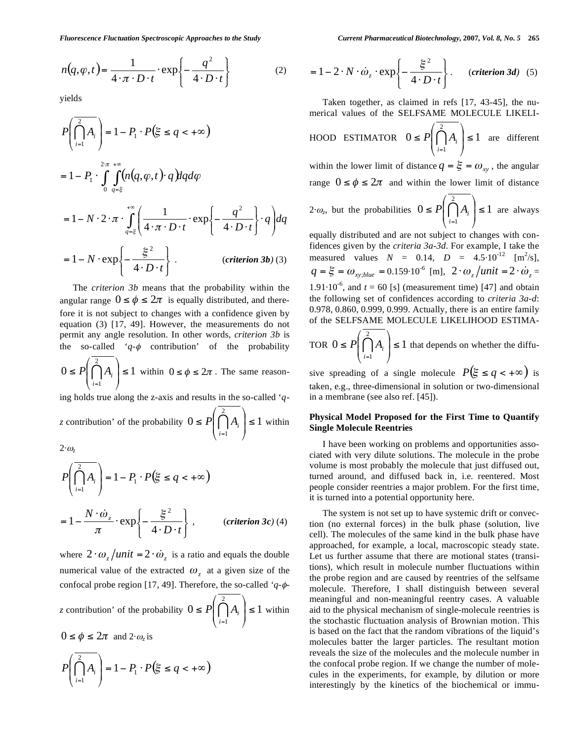$$n(q,\varphi,t) = \frac{1}{4\cdot\pi\cdot D\cdot t}\cdot\exp\left\{-\frac{q^2}{4\cdot D\cdot t}\right\} \quad (2)$$

yields

$$P\left(\overline{\bigcap_{i=1}^{2} A_i}\right) = 1 - P_1 \cdot P(\xi \le q < +\infty)$$

$$= 1 - P_1 \cdot \int_0^{2\cdot\pi}\int_{q=\xi}^{+\infty} (n(q,\varphi,t)\cdot q)\, dq\, d\varphi$$

$$= 1 - N\cdot 2\cdot\pi\cdot\int_{q=\xi}^{+\infty}\left(\frac{1}{4\cdot\pi\cdot D\cdot t}\cdot\exp\left\{-\frac{q^2}{4\cdot D\cdot t}\right\}\cdot q\right)dq$$

$$= 1 - N\cdot\exp\left\{-\frac{\xi^2}{4\cdot D\cdot t}\right\}. \quad (\textit{criterion 3b})\ (3)$$

The *criterion 3b* means that the probability within the angular range $0 \le \phi \le 2\pi$ is equally distributed, and therefore it is not subject to changes with a confidence given by equation (3) [17, 49]. However, the measurements do not permit any angle resolution. In other words, *criterion 3b* is the so-called '$q$-$\phi$ contribution' of the probability $0 \le P\left(\overline{\bigcap_{i=1}^{2} A_i}\right) \le 1$ within $0 \le \phi \le 2\pi$. The same reasoning holds true along the z-axis and results in the so-called '$q$-$z$ contribution' of the probability $0 \le P\left(\overline{\bigcap_{i=1}^{2} A_i}\right) \le 1$ within $2\cdot\omega_z$

$$P\left(\overline{\bigcap_{i=1}^{2} A_i}\right) = 1 - P_1 \cdot P(\xi \le q < +\infty)$$

$$= 1 - \frac{N\cdot\dot{\omega}_z}{\pi}\cdot\exp\left\{-\frac{\xi^2}{4\cdot D\cdot t}\right\}, \quad (\textit{criterion 3c})\ (4)$$

where $2\cdot\omega_z/unit = 2\cdot\dot{\omega}_z$ is a ratio and equals the double numerical value of the extracted $\omega_z$ at a given size of the confocal probe region [17, 49]. Therefore, the so-called '$q$-$\phi$-$z$ contribution' of the probability $0 \le P\left(\overline{\bigcap_{i=1}^{2} A_i}\right) \le 1$ within $0 \le \phi \le 2\pi$ and $2\cdot\omega_z$ is

$$P\left(\overline{\bigcap_{i=1}^{2} A_i}\right) = 1 - P_1 \cdot P(\xi \le q < +\infty)$$

$$= 1 - 2\cdot N\cdot\dot{\omega}_z\cdot\exp\left\{-\frac{\xi^2}{4\cdot D\cdot t}\right\}. \quad (\textit{criterion 3d})\ (5)$$

Taken together, as claimed in refs [17, 43-45], the numerical values of the SELFSAME MOLECULE LIKELIHOOD ESTIMATOR $0 \le P\left(\overline{\bigcap_{i=1}^{2} A_i}\right) \le 1$ are different within the lower limit of distance $q = \xi = \omega_{xy}$, the angular range $0 \le \phi \le 2\pi$ and within the lower limit of distance $2\cdot\omega_z$, but the probabilities $0 \le P\left(\overline{\bigcap_{i=1}^{2} A_i}\right) \le 1$ are always equally distributed and are not subject to changes with confidences given by the *criteria 3a-3d*. For example, I take the measured values $N = 0.14$, $D = 4.5\cdot10^{-12}$ [m$^2$/s], $q = \xi = \omega_{xy;blue} = 0.159\cdot10^{-6}$ [m], $2\cdot\omega_z/unit = 2\cdot\dot{\omega}_z = 1.91\cdot10^{-6}$, and $t = 60$ [s] (measurement time) [47] and obtain the following set of confidences according to *criteria 3a-d*: 0.978, 0.860, 0.999, 0.999. Actually, there is an entire family of the SELFSAME MOLECULE LIKELIHOOD ESTIMATOR $0 \le P\left(\overline{\bigcap_{i=1}^{2} A_i}\right) \le 1$ that depends on whether the diffusive spreading of a single molecule $P(\xi \le q < +\infty)$ is taken, e.g., three-dimensional in solution or two-dimensional in a membrane (see also ref. [45]).

**Physical Model Proposed for the First Time to Quantify Single Molecule Reentries**

I have been working on problems and opportunities associated with very dilute solutions. The molecule in the probe volume is most probably the molecule that just diffused out, turned around, and diffused back in, i.e. reentered. Most people consider reentries a major problem. For the first time, it is turned into a potential opportunity here.

The system is not set up to have systemic drift or convection (no external forces) in the bulk phase (solution, live cell). The molecules of the same kind in the bulk phase have approached, for example, a local, macroscopic steady state. Let us further assume that there are motional states (transitions), which result in molecule number fluctuations within the probe region and are caused by reentries of the selfsame molecule. Therefore, I shall distinguish between several meaningful and non-meaningful reentry cases. A valuable aid to the physical mechanism of single-molecule reentries is the stochastic fluctuation analysis of Brownian motion. This is based on the fact that the random vibrations of the liquid's molecules batter the larger particles. The resultant motion reveals the size of the molecules and the molecule number in the confocal probe region. If we change the number of molecules in the experiments, for example, by dilution or more interestingly by the kinetics of the biochemical or immu-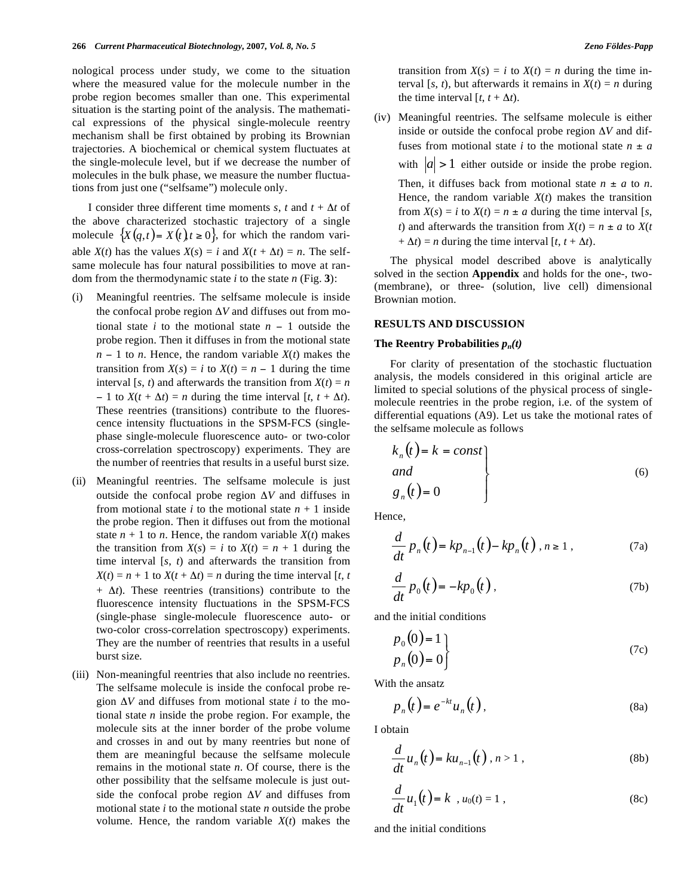nological process under study, we come to the situation where the measured value for the molecule number in the probe region becomes smaller than one. This experimental situation is the starting point of the analysis. The mathematical expressions of the physical single-molecule reentry mechanism shall be first obtained by probing its Brownian trajectories. A biochemical or chemical system fluctuates at the single-molecule level, but if we decrease the number of molecules in the bulk phase, we measure the number fluctuations from just one ("selfsame") molecule only.

I consider three different time moments $s$, $t$ and $t + \Delta t$ of the above characterized stochastic trajectory of a single molecule $\{X(q,t) = X(t), t \geq 0\}$, for which the random variable $X(t)$ has the values $X(s) = i$ and $X(t + \Delta t) = n$. The selfsame molecule has four natural possibilities to move at random from the thermodynamic state $i$ to the state $n$ (Fig. **3**):

(i) Meaningful reentries. The selfsame molecule is inside the confocal probe region $\Delta V$ and diffuses out from motional state $i$ to the motional state $n - 1$ outside the probe region. Then it diffuses in from the motional state $n - 1$ to $n$. Hence, the random variable $X(t)$ makes the transition from $X(s) = i$ to $X(t) = n - 1$ during the time interval $[s, t)$ and afterwards the transition from $X(t) = n - 1$ to $X(t + \Delta t) = n$ during the time interval $[t, t + \Delta t)$. These reentries (transitions) contribute to the fluorescence intensity fluctuations in the SPSM-FCS (single-phase single-molecule fluorescence auto- or two-color cross-correlation spectroscopy) experiments. They are the number of reentries that results in a useful burst size.

(ii) Meaningful reentries. The selfsame molecule is just outside the confocal probe region $\Delta V$ and diffuses in from motional state $i$ to the motional state $n + 1$ inside the probe region. Then it diffuses out from the motional state $n + 1$ to $n$. Hence, the random variable $X(t)$ makes the transition from $X(s) = i$ to $X(t) = n + 1$ during the time interval $[s, t)$ and afterwards the transition from $X(t) = n + 1$ to $X(t + \Delta t) = n$ during the time interval $[t, t + \Delta t)$. These reentries (transitions) contribute to the fluorescence intensity fluctuations in the SPSM-FCS (single-phase single-molecule fluorescence auto- or two-color cross-correlation spectroscopy) experiments. They are the number of reentries that results in a useful burst size.

(iii) Non-meaningful reentries that also include no reentries. The selfsame molecule is inside the confocal probe region $\Delta V$ and diffuses from motional state $i$ to the motional state $n$ inside the probe region. For example, the molecule sits at the inner border of the probe volume and crosses in and out by many reentries but none of them are meaningful because the selfsame molecule remains in the motional state $n$. Of course, there is the other possibility that the selfsame molecule is just outside the confocal probe region $\Delta V$ and diffuses from motional state $i$ to the motional state $n$ outside the probe volume. Hence, the random variable $X(t)$ makes the transition from $X(s) = i$ to $X(t) = n$ during the time interval $[s, t)$, but afterwards it remains in $X(t) = n$ during the time interval $[t, t + \Delta t)$.

(iv) Meaningful reentries. The selfsame molecule is either inside or outside the confocal probe region $\Delta V$ and diffuses from motional state $i$ to the motional state $n \pm a$ with $|a| > 1$ either outside or inside the probe region. Then, it diffuses back from motional state $n \pm a$ to $n$. Hence, the random variable $X(t)$ makes the transition from $X(s) = i$ to $X(t) = n \pm a$ during the time interval $[s, t)$ and afterwards the transition from $X(t) = n \pm a$ to $X(t + \Delta t) = n$ during the time interval $[t, t + \Delta t)$.

The physical model described above is analytically solved in the section **Appendix** and holds for the one-, two- (membrane), or three- (solution, live cell) dimensional Brownian motion.

## RESULTS AND DISCUSSION

### The Reentry Probabilities $p_n(t)$

For clarity of presentation of the stochastic fluctuation analysis, the models considered in this original article are limited to special solutions of the physical process of single-molecule reentries in the probe region, i.e. of the system of differential equations (A9). Let us take the motional rates of the selfsame molecule as follows

$$\left.\begin{array}{l} k_n(t) = k = const \\ and \\ g_n(t) = 0 \end{array}\right\} \tag{6}$$

Hence,

$$\frac{d}{dt} p_n(t) = k p_{n-1}(t) - k p_n(t)\,, \; n \geq 1\,, \tag{7a}$$

$$\frac{d}{dt} p_0(t) = -k p_0(t)\,, \tag{7b}$$

and the initial conditions

$$\left.\begin{array}{l} p_0(0) = 1 \\ p_n(0) = 0 \end{array}\right\} \tag{7c}$$

With the ansatz

$$p_n(t) = e^{-kt} u_n(t)\,, \tag{8a}$$

I obtain

$$\frac{d}{dt} u_n(t) = k u_{n-1}(t)\,, \; n > 1\,, \tag{8b}$$

$$\frac{d}{dt} u_1(t) = k \;\;, \; u_0(t) = 1\,, \tag{8c}$$

and the initial conditions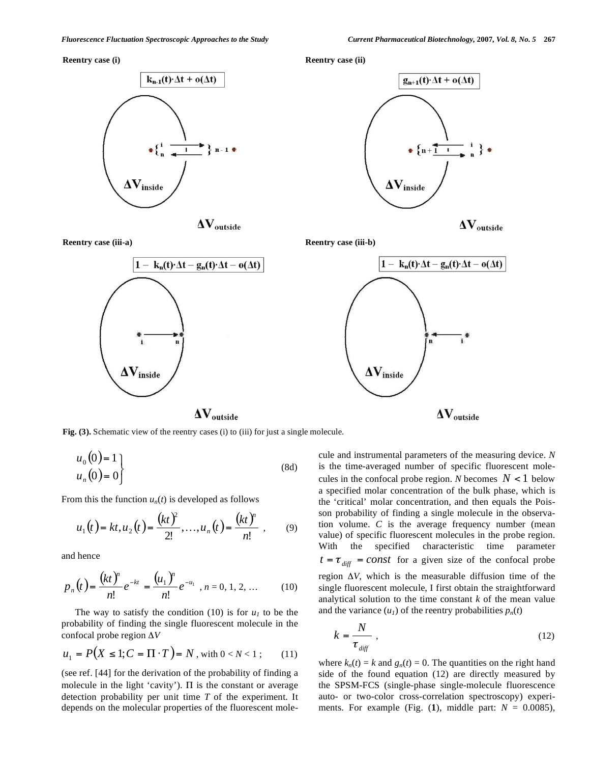**Reentry case (i)**

**Reentry case (ii)**

**Reentry case (iii-a)**

**Reentry case (iii-b)**

**Fig. (3).** Schematic view of the reentry cases (i) to (iii) for just a single molecule.

$$\left.\begin{aligned} u_0(0) &= 1 \\ u_n(0) &= 0 \end{aligned}\right\} \tag{8d}$$

From this the function $u_n(t)$ is developed as follows

$$u_1(t) = kt, u_2(t) = \frac{(kt)^2}{2!}, \ldots, u_n(t) = \frac{(kt)^n}{n!} \quad , \tag{9}$$

and hence

$$p_n(t) = \frac{(kt)^n}{n!}e^{-kt} = \frac{(u_1)^n}{n!}e^{-u_1} \;, \; n = 0, 1, 2, \ldots \tag{10}$$

The way to satisfy the condition (10) is for $u_1$ to be the probability of finding the single fluorescent molecule in the confocal probe region $\Delta V$

$$u_1 = P(X \leq 1; C = \Pi \cdot T) = N \text{, with } 0 < N < 1 \; ; \tag{11}$$

(see ref. [44] for the derivation of the probability of finding a molecule in the light 'cavity'). $\Pi$ is the constant or average detection probability per unit time $T$ of the experiment. It depends on the molecular properties of the fluorescent molecule and instrumental parameters of the measuring device. $N$ is the time-averaged number of specific fluorescent molecules in the confocal probe region. $N$ becomes $N < 1$ below a specified molar concentration of the bulk phase, which is the 'critical' molar concentration, and then equals the Poisson probability of finding a single molecule in the observation volume. $C$ is the average frequency number (mean value) of specific fluorescent molecules in the probe region. With the specified characteristic time parameter $t = \tau_{diff} = const$ for a given size of the confocal probe region $\Delta V$, which is the measurable diffusion time of the single fluorescent molecule, I first obtain the straightforward analytical solution to the time constant $k$ of the mean value and the variance ($u_1$) of the reentry probabilities $p_n(t)$

$$k = \frac{N}{\tau_{diff}} \;, \tag{12}$$

where $k_n(t) = k$ and $g_n(t) = 0$. The quantities on the right hand side of the found equation (12) are directly measured by the SPSM-FCS (single-phase single-molecule fluorescence auto- or two-color cross-correlation spectroscopy) experiments. For example (Fig. (**1**), middle part: $N = 0.0085$),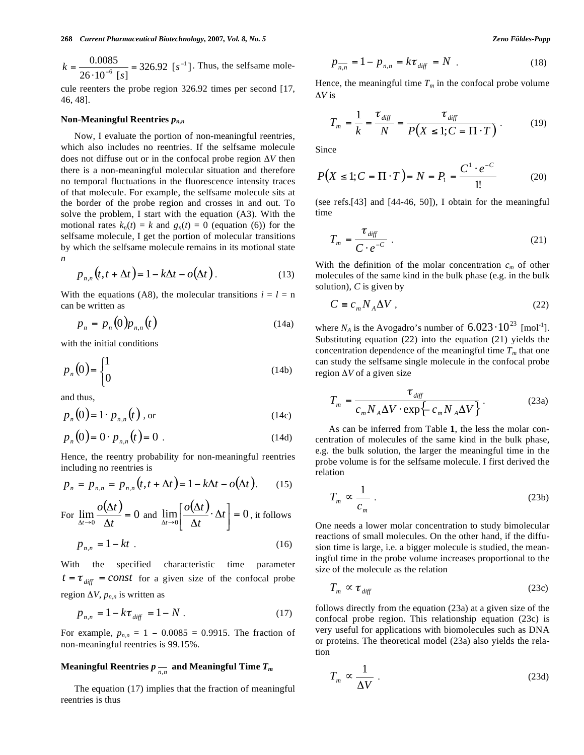$k = \dfrac{0.0085}{26 \cdot 10^{-6}\ [s]} = 326.92\ [s^{-1}]$. Thus, the selfsame molecule reenters the probe region 326.92 times per second [17, 46, 48].

### Non-Meaningful Reentries $p_{n,n}$

Now, I evaluate the portion of non-meaningful reentries, which also includes no reentries. If the selfsame molecule does not diffuse out or in the confocal probe region $\Delta V$ then there is a non-meaningful molecular situation and therefore no temporal fluctuations in the fluorescence intensity traces of that molecule. For example, the selfsame molecule sits at the border of the probe region and crosses in and out. To solve the problem, I start with the equation (A3). With the motional rates $k_n(t) = k$ and $g_n(t) = 0$ (equation (6)) for the selfsame molecule, I get the portion of molecular transitions by which the selfsame molecule remains in its motional state $n$

$$p_{n,n}(t, t+\Delta t) = 1 - k\Delta t - o(\Delta t)\,. \tag{13}$$

With the equations (A8), the molecular transitions $i = l = \text{n}$ can be written as

$$p_n = p_n(0) p_{n,n}(t) \tag{14a}$$

with the initial conditions

$$p_n(0) = \begin{cases} 1 \\ 0 \end{cases} \tag{14b}$$

and thus,

$$p_n(0) = 1 \cdot p_{n,n}(t)\ \text{, or} \tag{14c}$$

$$p_n(0) = 0 \cdot p_{n,n}(t) = 0\ . \tag{14d}$$

Hence, the reentry probability for non-meaningful reentries including no reentries is

$$p_n = p_{n,n} = p_{n,n}(t, t+\Delta t) = 1 - k\Delta t - o(\Delta t). \tag{15}$$

For $\lim\limits_{\Delta t \to 0} \dfrac{o(\Delta t)}{\Delta t} = 0$ and $\lim\limits_{\Delta t \to 0} \left[\dfrac{o(\Delta t)}{\Delta t} \cdot \Delta t\right] = 0$, it follows

$$p_{n,n} = 1 - kt\ . \tag{16}$$

With the specified characteristic time parameter $t = \tau_{diff} = const$ for a given size of the confocal probe region $\Delta V$, $p_{n,n}$ is written as

$$p_{n,n} = 1 - k\tau_{diff} = 1 - N\ . \tag{17}$$

For example, $p_{n,n} = 1 - 0.0085 = 0.9915$. The fraction of non-meaningful reentries is 99.15%.

### Meaningful Reentries $p_{\overline{n,n}}$ and Meaningful Time $T_m$

The equation (17) implies that the fraction of meaningful reentries is thus

$$p_{\overline{n,n}} = 1 - p_{n,n} = k\tau_{diff} = N\ . \tag{18}$$

Hence, the meaningful time $T_m$ in the confocal probe volume $\Delta V$ is

$$T_m = \frac{1}{k} = \frac{\tau_{diff}}{N} = \frac{\tau_{diff}}{P(X \le 1; C = \Pi \cdot T)}\ . \tag{19}$$

Since

$$P(X \le 1; C = \Pi \cdot T) = N = P_1 = \frac{C^1 \cdot e^{-C}}{1!} \tag{20}$$

(see refs.[43] and [44-46, 50]), I obtain for the meaningful time

$$T_m = \frac{\tau_{diff}}{C \cdot e^{-C}}\ . \tag{21}$$

With the definition of the molar concentration $c_m$ of other molecules of the same kind in the bulk phase (e.g. in the bulk solution), $C$ is given by

$$C \equiv c_m N_A \Delta V\ , \tag{22}$$

where $N_A$ is the Avogadro's number of $6.023 \cdot 10^{23}$ [$\text{mol}^{-1}$]. Substituting equation (22) into the equation (21) yields the concentration dependence of the meaningful time $T_m$ that one can study the selfsame single molecule in the confocal probe region $\Delta V$ of a given size

$$T_m = \frac{\tau_{diff}}{c_m N_A \Delta V \cdot \exp\{-c_m N_A \Delta V\}}\ . \tag{23a}$$

As can be inferred from Table **1**, the less the molar concentration of molecules of the same kind in the bulk phase, e.g. the bulk solution, the larger the meaningful time in the probe volume is for the selfsame molecule. I first derived the relation

$$T_m \propto \frac{1}{c_m}\ . \tag{23b}$$

One needs a lower molar concentration to study bimolecular reactions of small molecules. On the other hand, if the diffusion time is large, i.e. a bigger molecule is studied, the meaningful time in the probe volume increases proportional to the size of the molecule as the relation

$$T_m \propto \tau_{diff} \tag{23c}$$

follows directly from the equation (23a) at a given size of the confocal probe region. This relationship equation (23c) is very useful for applications with biomolecules such as DNA or proteins. The theoretical model (23a) also yields the relation

$$T_m \propto \frac{1}{\Delta V}\ . \tag{23d}$$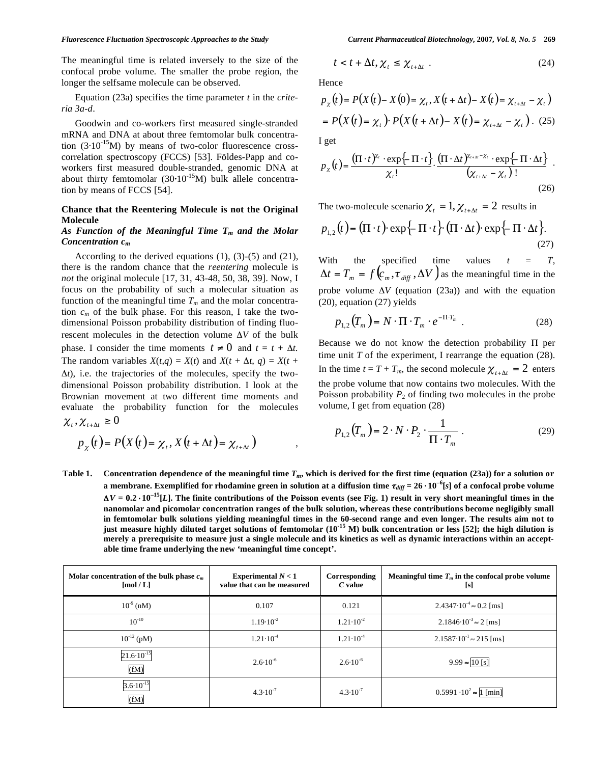The meaningful time is related inversely to the size of the confocal probe volume. The smaller the probe region, the longer the selfsame molecule can be observed.

Equation (23a) specifies the time parameter $t$ in the *criteria 3a-d*.

Goodwin and co-workers first measured single-stranded mRNA and DNA at about three femtomolar bulk concentration ($3 \cdot 10^{-15}$M) by means of two-color fluorescence cross-correlation spectroscopy (FCCS) [53]. Földes-Papp and co-workers first measured double-stranded, genomic DNA at about thirty femtomolar ($30 \cdot 10^{-15}$M) bulk allele concentration by means of FCCS [54].

## Chance that the Reentering Molecule is not the Original Molecule

### *As Function of the Meaningful Time $T_m$ and the Molar Concentration $c_m$*

According to the derived equations (1), (3)-(5) and (21), there is the random chance that the *reentering* molecule is *not* the original molecule [17, 31, 43-48, 50, 38, 39]. Now, I focus on the probability of such a molecular situation as function of the meaningful time $T_m$ and the molar concentration $c_m$ of the bulk phase. For this reason, I take the two-dimensional Poisson probability distribution of finding fluorescent molecules in the detection volume $\Delta V$ of the bulk phase. I consider the time moments $t \neq 0$ and $t = t + \Delta t$. The random variables $X(t,q) = X(t)$ and $X(t + \Delta t, q) = X(t + \Delta t)$, i.e. the trajectories of the molecules, specify the two-dimensional Poisson probability distribution. I look at the Brownian movement at two different time moments and evaluate the probability function for the molecules $\chi_t, \chi_{t+\Delta t} \geq 0$

$$p_\chi(t) = P(X(t) = \chi_t, X(t + \Delta t) = \chi_{t+\Delta t}) \quad ,$$

$$t < t + \Delta t, \chi_t \leq \chi_{t+\Delta t} \ . \tag{24}$$

Hence

$$p_\chi(t) = P(X(t) - X(0) = \chi_t, X(t + \Delta t) - X(t) = \chi_{t+\Delta t} - \chi_t)$$
$$= P(X(t) = \chi_t) \cdot P(X(t + \Delta t) - X(t) = \chi_{t+\Delta t} - \chi_t) \ . \tag{25}$$

I get

$$p_\chi(t) = \frac{(\Pi \cdot t)^{\chi_t} \cdot \exp\{-\Pi \cdot t\}}{\chi_t!} \cdot \frac{(\Pi \cdot \Delta t)^{\chi_{t+\Delta t} - \chi_t} \cdot \exp\{-\Pi \cdot \Delta t\}}{(\chi_{t+\Delta t} - \chi_t)!} \ . \tag{26}$$

The two-molecule scenario $\chi_t = 1, \chi_{t+\Delta t} = 2$ results in

$$p_{1,2}(t) = (\Pi \cdot t) \cdot \exp\{-\Pi \cdot t\} \cdot (\Pi \cdot \Delta t) \cdot \exp\{-\Pi \cdot \Delta t\}. \tag{27}$$

With the specified time values $t = T$, $\Delta t = T_m = f(c_m, \tau_{diff}, \Delta V)$ as the meaningful time in the probe volume $\Delta V$ (equation (23a)) and with the equation (20), equation (27) yields

$$p_{1,2}(T_m) = N \cdot \Pi \cdot T_m \cdot e^{-\Pi \cdot T_m} \ . \tag{28}$$

Because we do not know the detection probability $\Pi$ per time unit $T$ of the experiment, I rearrange the equation (28). In the time $t = T + T_m$, the second molecule $\chi_{t+\Delta t} = 2$ enters the probe volume that now contains two molecules. With the Poisson probability $P_2$ of finding two molecules in the probe volume, I get from equation (28)

$$p_{1,2}(T_m) = 2 \cdot N \cdot P_2 \cdot \frac{1}{\Pi \cdot T_m} \ . \tag{29}$$

**Table 1. Concentration dependence of the meaningful time $T_m$, which is derived for the first time (equation (23a)) for a solution or a membrane. Exemplified for rhodamine green in solution at a diffusion time $\tau_{diff} = 26 \cdot 10^{-6}$[s] of a confocal probe volume $\Delta V = 0.2 \cdot 10^{-15}$[L]. The finite contributions of the Poisson events (see Fig. 1) result in very short meaningful times in the nanomolar and picomolar concentration ranges of the bulk solution, whereas these contributions become negligibly small in femtomolar bulk solutions yielding meaningful times in the 60-second range and even longer. The results aim not to just measure highly diluted target solutions of femtomolar ($10^{-15}$ M) bulk concentration or less [52]; the high dilution is merely a prerequisite to measure just a single molecule and its kinetics as well as dynamic interactions within an acceptable time frame underlying the new 'meaningful time concept'.**

| Molar concentration of the bulk phase $c_m$ [mol / L] | Experimental $N < 1$ value that can be measured | Corresponding $C$ value | Meaningful time $T_m$ in the confocal probe volume [s] |
|---|---|---|---|
| $10^{-9}$ (nM) | 0.107 | 0.121 | $2.4347 \cdot 10^{-4} \approx 0.2$ [ms] |
| $10^{-10}$ | $1.19 \cdot 10^{-2}$ | $1.21 \cdot 10^{-2}$ | $2.1846 \cdot 10^{-3} \approx 2$ [ms] |
| $10^{-12}$ (pM) | $1.21 \cdot 10^{-4}$ | $1.21 \cdot 10^{-4}$ | $2.1587 \cdot 10^{-1} \approx 215$ [ms] |
| $21.6 \cdot 10^{-15}$ (fM) | $2.6 \cdot 10^{-6}$ | $2.6 \cdot 10^{-6}$ | $9.99 \approx 10$ [s] |
| $3.6 \cdot 10^{-15}$ (fM) | $4.3 \cdot 10^{-7}$ | $4.3 \cdot 10^{-7}$ | $0.5991 \cdot 10^{2} \approx 1$ [min] |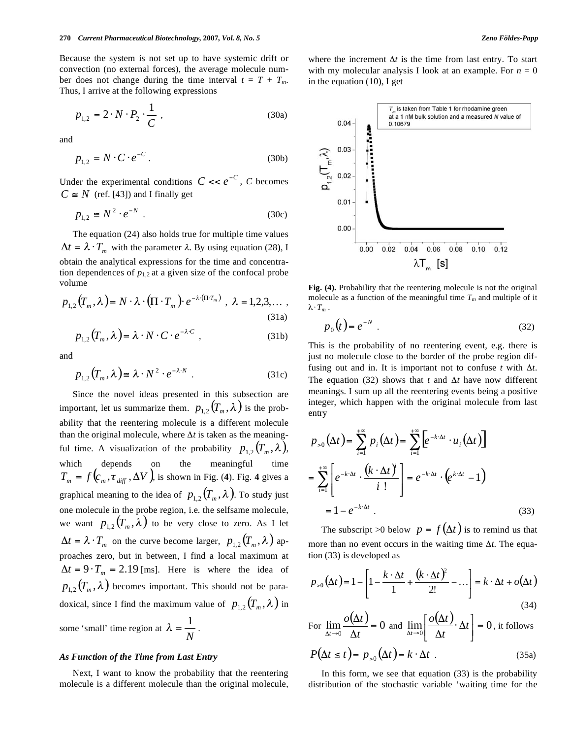Because the system is not set up to have systemic drift or convection (no external forces), the average molecule number does not change during the time interval $t = T + T_m$. Thus, I arrive at the following expressions

$$p_{1,2} = 2 \cdot N \cdot P_2 \cdot \frac{1}{C} , \tag{30a}$$

and

$$p_{1,2} = N \cdot C \cdot e^{-C} . \tag{30b}$$

Under the experimental conditions $C << e^{-C}$, $C$ becomes $C \cong N$ (ref. [43]) and I finally get

$$p_{1,2} \cong N^2 \cdot e^{-N} . \tag{30c}$$

The equation (24) also holds true for multiple time values $\Delta t = \lambda \cdot T_m$ with the parameter $\lambda$. By using equation (28), I obtain the analytical expressions for the time and concentration dependences of $p_{1,2}$ at a given size of the confocal probe volume

$$p_{1,2}(T_m, \lambda) = N \cdot \lambda \cdot (\Pi \cdot T_m) \cdot e^{-\lambda \cdot (\Pi \cdot T_m)} , \ \lambda = 1,2,3,\ldots , \tag{31a}$$

$$p_{1,2}(T_m, \lambda) = \lambda \cdot N \cdot C \cdot e^{-\lambda \cdot C} , \tag{31b}$$

and

$$p_{1,2}(T_m, \lambda) \cong \lambda \cdot N^2 \cdot e^{-\lambda \cdot N} . \tag{31c}$$

Since the novel ideas presented in this subsection are important, let us summarize them. $p_{1,2}(T_m, \lambda)$ is the probability that the reentering molecule is a different molecule than the original molecule, where $\Delta t$ is taken as the meaningful time. A visualization of the probability $p_{1,2}(T_m, \lambda)$, which depends on the meaningful time $T_m = f(c_m, \tau_{diff}, \Delta V)$, is shown in Fig. (**4**). Fig. **4** gives a graphical meaning to the idea of $p_{1,2}(T_m, \lambda)$. To study just one molecule in the probe region, i.e. the selfsame molecule, we want $p_{1,2}(T_m, \lambda)$ to be very close to zero. As I let $\Delta t = \lambda \cdot T_m$ on the curve become larger, $p_{1,2}(T_m, \lambda)$ approaches zero, but in between, I find a local maximum at $\Delta t = 9 \cdot T_m = 2.19$ [ms]. Here is where the idea of $p_{1,2}(T_m, \lambda)$ becomes important. This should not be paradoxical, since I find the maximum value of $p_{1,2}(T_m, \lambda)$ in some 'small' time region at $\lambda = \dfrac{1}{N}$.

### *As Function of the Time from Last Entry*

Next, I want to know the probability that the reentering molecule is a different molecule than the original molecule, where the increment $\Delta t$ is the time from last entry. To start with my molecular analysis I look at an example. For $n = 0$ in the equation (10), I get

$T_m$ is taken from Table 1 for rhodamine green at a 1 nM bulk solution and a measured $N$ value of 0.10679

**Fig. (4).** Probability that the reentering molecule is not the original molecule as a function of the meaningful time $T_m$ and multiple of it $\lambda \cdot T_m$.

$$p_0(t) = e^{-N} . \tag{32}$$

This is the probability of no reentering event, e.g. there is just no molecule close to the border of the probe region diffusing out and in. It is important not to confuse $t$ with $\Delta t$. The equation (32) shows that $t$ and $\Delta t$ have now different meanings. I sum up all the reentering events being a positive integer, which happen with the original molecule from last entry

$$p_{>0}(\Delta t) = \sum_{i=1}^{+\infty} p_i(\Delta t) = \sum_{i=1}^{+\infty} \left[ e^{-k \cdot \Delta t} \cdot u_i(\Delta t) \right]$$
$$= \sum_{i=1}^{+\infty} \left[ e^{-k \cdot \Delta t} \cdot \frac{(k \cdot \Delta t)^i}{i\,!} \right] = e^{-k \cdot \Delta t} \cdot \left( e^{k \cdot \Delta t} - 1 \right)$$
$$= 1 - e^{-k \cdot \Delta t} . \tag{33}$$

The subscript >0 below $p = f(\Delta t)$ is to remind us that more than no event occurs in the waiting time $\Delta t$. The equation (33) is developed as

$$p_{>0}(\Delta t) = 1 - \left[ 1 - \frac{k \cdot \Delta t}{1} + \frac{(k \cdot \Delta t)^2}{2!} - \ldots \right] = k \cdot \Delta t + o(\Delta t) \tag{34}$$

For $\lim\limits_{\Delta t \to 0} \dfrac{o(\Delta t)}{\Delta t} = 0$ and $\lim\limits_{\Delta t \to 0} \left[ \dfrac{o(\Delta t)}{\Delta t} \cdot \Delta t \right] = 0$, it follows

$$P(\Delta t \le t) = p_{>0}(\Delta t) = k \cdot \Delta t . \tag{35a}$$

In this form, we see that equation (33) is the probability distribution of the stochastic variable 'waiting time for the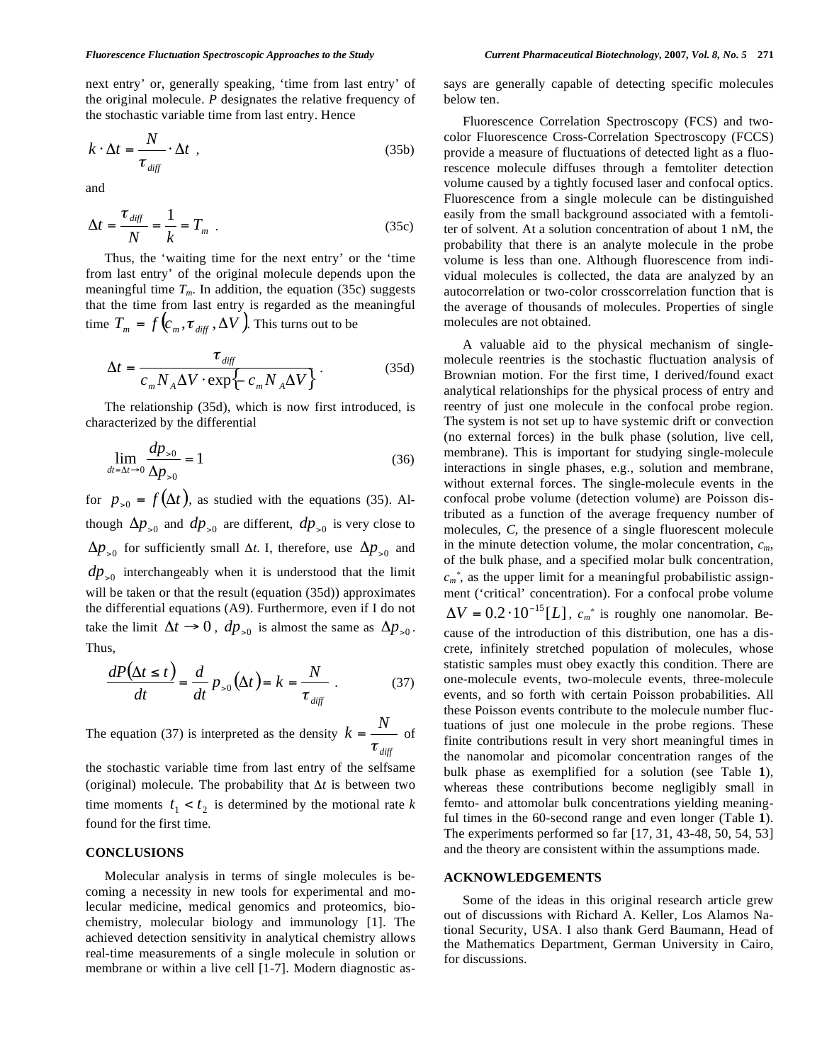next entry' or, generally speaking, 'time from last entry' of the original molecule. $P$ designates the relative frequency of the stochastic variable time from last entry. Hence

$$k \cdot \Delta t = \frac{N}{\tau_{diff}} \cdot \Delta t \ , \tag{35b}$$

and

$$\Delta t = \frac{\tau_{diff}}{N} = \frac{1}{k} = T_m \ . \tag{35c}$$

Thus, the 'waiting time for the next entry' or the 'time from last entry' of the original molecule depends upon the meaningful time $T_m$. In addition, the equation (35c) suggests that the time from last entry is regarded as the meaningful time $T_m = f\left(c_m, \tau_{diff}, \Delta V\right)$. This turns out to be

$$\Delta t = \frac{\tau_{diff}}{c_m N_A \Delta V \cdot \exp\left\{-c_m N_A \Delta V\right\}} \ . \tag{35d}$$

The relationship (35d), which is now first introduced, is characterized by the differential

$$\lim_{dt = \Delta t \to 0} \frac{dp_{>0}}{\Delta p_{>0}} = 1 \tag{36}$$

for $p_{>0} = f(\Delta t)$, as studied with the equations (35). Although $\Delta p_{>0}$ and $dp_{>0}$ are different, $dp_{>0}$ is very close to $\Delta p_{>0}$ for sufficiently small $\Delta t$. I, therefore, use $\Delta p_{>0}$ and $dp_{>0}$ interchangeably when it is understood that the limit will be taken or that the result (equation (35d)) approximates the differential equations (A9). Furthermore, even if I do not take the limit $\Delta t \to 0$, $dp_{>0}$ is almost the same as $\Delta p_{>0}$. Thus,

$$\frac{dP(\Delta t \le t)}{dt} = \frac{d}{dt} p_{>0}(\Delta t) = k = \frac{N}{\tau_{diff}} \ . \tag{37}$$

The equation (37) is interpreted as the density $k = \dfrac{N}{\tau_{diff}}$ of the stochastic variable time from last entry of the selfsame (original) molecule. The probability that $\Delta t$ is between two time moments $t_1 < t_2$ is determined by the motional rate $k$ found for the first time.

## CONCLUSIONS

Molecular analysis in terms of single molecules is becoming a necessity in new tools for experimental and molecular medicine, medical genomics and proteomics, biochemistry, molecular biology and immunology [1]. The achieved detection sensitivity in analytical chemistry allows real-time measurements of a single molecule in solution or membrane or within a live cell [1-7]. Modern diagnostic assays are generally capable of detecting specific molecules below ten.

Fluorescence Correlation Spectroscopy (FCS) and two-color Fluorescence Cross-Correlation Spectroscopy (FCCS) provide a measure of fluctuations of detected light as a fluorescence molecule diffuses through a femtoliter detection volume caused by a tightly focused laser and confocal optics. Fluorescence from a single molecule can be distinguished easily from the small background associated with a femtoliter of solvent. At a solution concentration of about 1 nM, the probability that there is an analyte molecule in the probe volume is less than one. Although fluorescence from individual molecules is collected, the data are analyzed by an autocorrelation or two-color crosscorrelation function that is the average of thousands of molecules. Properties of single molecules are not obtained.

A valuable aid to the physical mechanism of single-molecule reentries is the stochastic fluctuation analysis of Brownian motion. For the first time, I derived/found exact analytical relationships for the physical process of entry and reentry of just one molecule in the confocal probe region. The system is not set up to have systemic drift or convection (no external forces) in the bulk phase (solution, live cell, membrane). This is important for studying single-molecule interactions in single phases, e.g., solution and membrane, without external forces. The single-molecule events in the confocal probe volume (detection volume) are Poisson distributed as a function of the average frequency number of molecules, $C$, the presence of a single fluorescent molecule in the minute detection volume, the molar concentration, $c_m$, of the bulk phase, and a specified molar bulk concentration, $c_m^*$, as the upper limit for a meaningful probabilistic assignment ('critical' concentration). For a confocal probe volume $\Delta V = 0.2 \cdot 10^{-15}[L]$, $c_m^*$ is roughly one nanomolar. Because of the introduction of this distribution, one has a discrete, infinitely stretched population of molecules, whose statistic samples must obey exactly this condition. There are one-molecule events, two-molecule events, three-molecule events, and so forth with certain Poisson probabilities. All these Poisson events contribute to the molecule number fluctuations of just one molecule in the probe regions. These finite contributions result in very short meaningful times in the nanomolar and picomolar concentration ranges of the bulk phase as exemplified for a solution (see Table **1**), whereas these contributions become negligibly small in femto- and attomolar bulk concentrations yielding meaningful times in the 60-second range and even longer (Table **1**). The experiments performed so far [17, 31, 43-48, 50, 54, 53] and the theory are consistent within the assumptions made.

## ACKNOWLEDGEMENTS

Some of the ideas in this original research article grew out of discussions with Richard A. Keller, Los Alamos National Security, USA. I also thank Gerd Baumann, Head of the Mathematics Department, German University in Cairo, for discussions.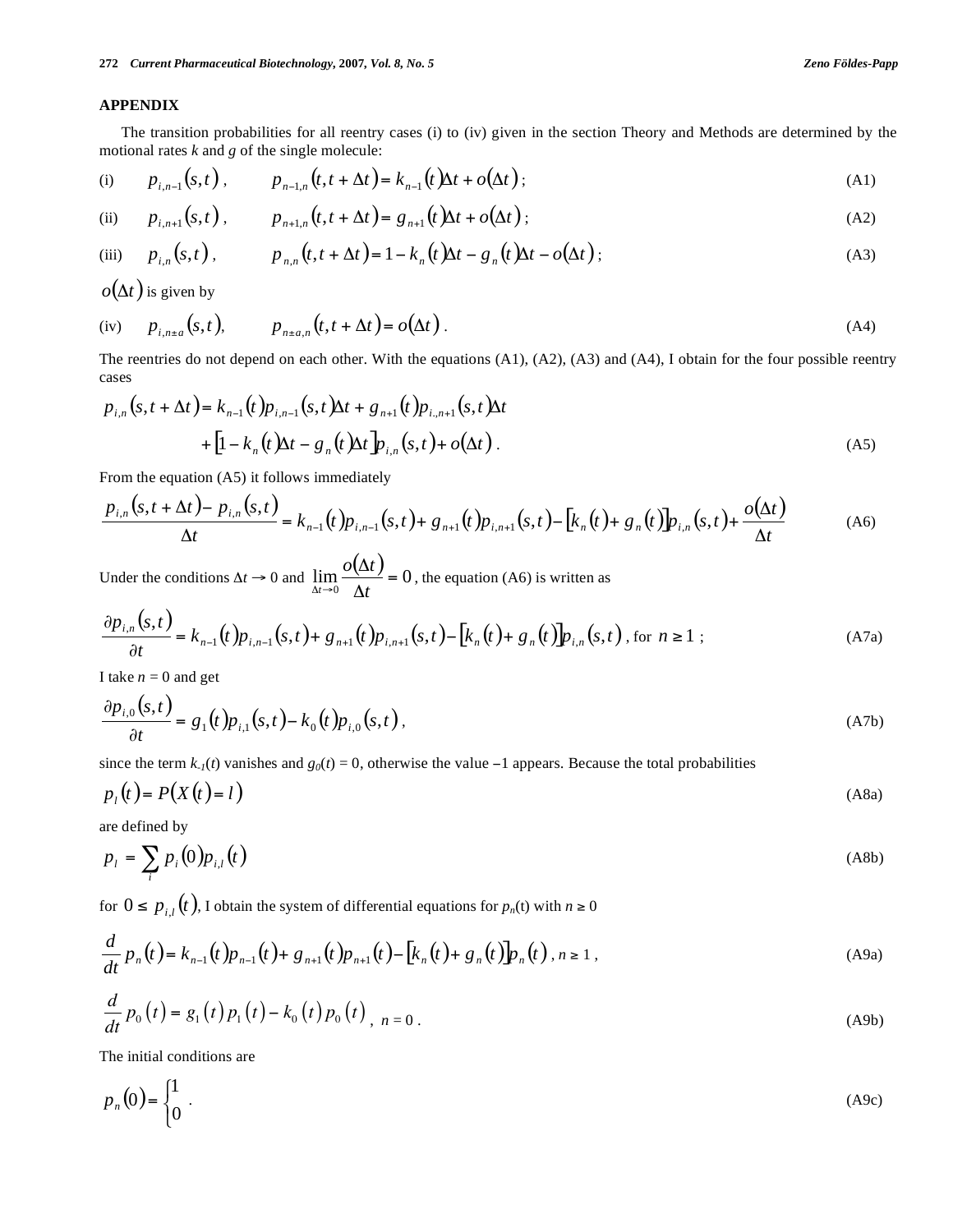## APPENDIX

The transition probabilities for all reentry cases (i) to (iv) given in the section Theory and Methods are determined by the motional rates *k* and *g* of the single molecule:

$$\text{(i)} \qquad p_{i,n-1}(s,t)\,, \qquad p_{n-1,n}(t,t+\Delta t) = k_{n-1}(t)\Delta t + o(\Delta t)\,; \tag{A1}$$

$$\text{(ii)} \qquad p_{i,n+1}(s,t)\,, \qquad p_{n+1,n}(t,t+\Delta t) = g_{n+1}(t)\Delta t + o(\Delta t)\,; \tag{A2}$$

$$\text{(iii)} \qquad p_{i,n}(s,t)\,, \qquad p_{n,n}(t,t+\Delta t) = 1 - k_n(t)\Delta t - g_n(t)\Delta t - o(\Delta t)\,; \tag{A3}$$

$o(\Delta t)$ is given by

$$\text{(iv)} \qquad p_{i,n\pm a}(s,t), \qquad p_{n\pm a,n}(t,t+\Delta t) = o(\Delta t)\,. \tag{A4}$$

The reentries do not depend on each other. With the equations (A1), (A2), (A3) and (A4), I obtain for the four possible reentry cases

$$\begin{aligned} p_{i,n}(s,t+\Delta t) &= k_{n-1}(t)p_{i,n-1}(s,t)\Delta t + g_{n+1}(t)p_{i,n+1}(s,t)\Delta t \\ &\quad + \left[1 - k_n(t)\Delta t - g_n(t)\Delta t\right]p_{i,n}(s,t) + o(\Delta t)\,. \end{aligned} \tag{A5}$$

From the equation (A5) it follows immediately

$$\frac{p_{i,n}(s,t+\Delta t) - p_{i,n}(s,t)}{\Delta t} = k_{n-1}(t)p_{i,n-1}(s,t) + g_{n+1}(t)p_{i,n+1}(s,t) - \left[k_n(t) + g_n(t)\right]p_{i,n}(s,t) + \frac{o(\Delta t)}{\Delta t} \tag{A6}$$

Under the conditions $\Delta t \to 0$ and $\lim\limits_{\Delta t \to 0} \dfrac{o(\Delta t)}{\Delta t} = 0$, the equation (A6) is written as

$$\frac{\partial p_{i,n}(s,t)}{\partial t} = k_{n-1}(t)p_{i,n-1}(s,t) + g_{n+1}(t)p_{i,n+1}(s,t) - \left[k_n(t) + g_n(t)\right]p_{i,n}(s,t)\,, \text{ for } n \geq 1\,; \tag{A7a}$$

I take $n = 0$ and get

$$\frac{\partial p_{i,0}(s,t)}{\partial t} = g_1(t)p_{i,1}(s,t) - k_0(t)p_{i,0}(s,t)\,, \tag{A7b}$$

since the term $k_{-1}(t)$ vanishes and $g_0(t) = 0$, otherwise the value $-1$ appears. Because the total probabilities

$$p_l(t) = P(X(t) = l) \tag{A8a}$$

are defined by

$$p_l = \sum_i p_i(0)p_{i,l}(t) \tag{A8b}$$

for $0 \leq p_{i,l}(t)$, I obtain the system of differential equations for $p_n(t)$ with $n \geq 0$

$$\frac{d}{dt}p_n(t) = k_{n-1}(t)p_{n-1}(t) + g_{n+1}(t)p_{n+1}(t) - \left[k_n(t) + g_n(t)\right]p_n(t)\,,\ n \geq 1\,, \tag{A9a}$$

$$\frac{d}{dt}p_0(t) = g_1(t)p_1(t) - k_0(t)p_0(t)\,,\ n = 0\,. \tag{A9b}$$

The initial conditions are

$$p_n(0) = \begin{cases} 1 \\ 0 \end{cases}. \tag{A9c}$$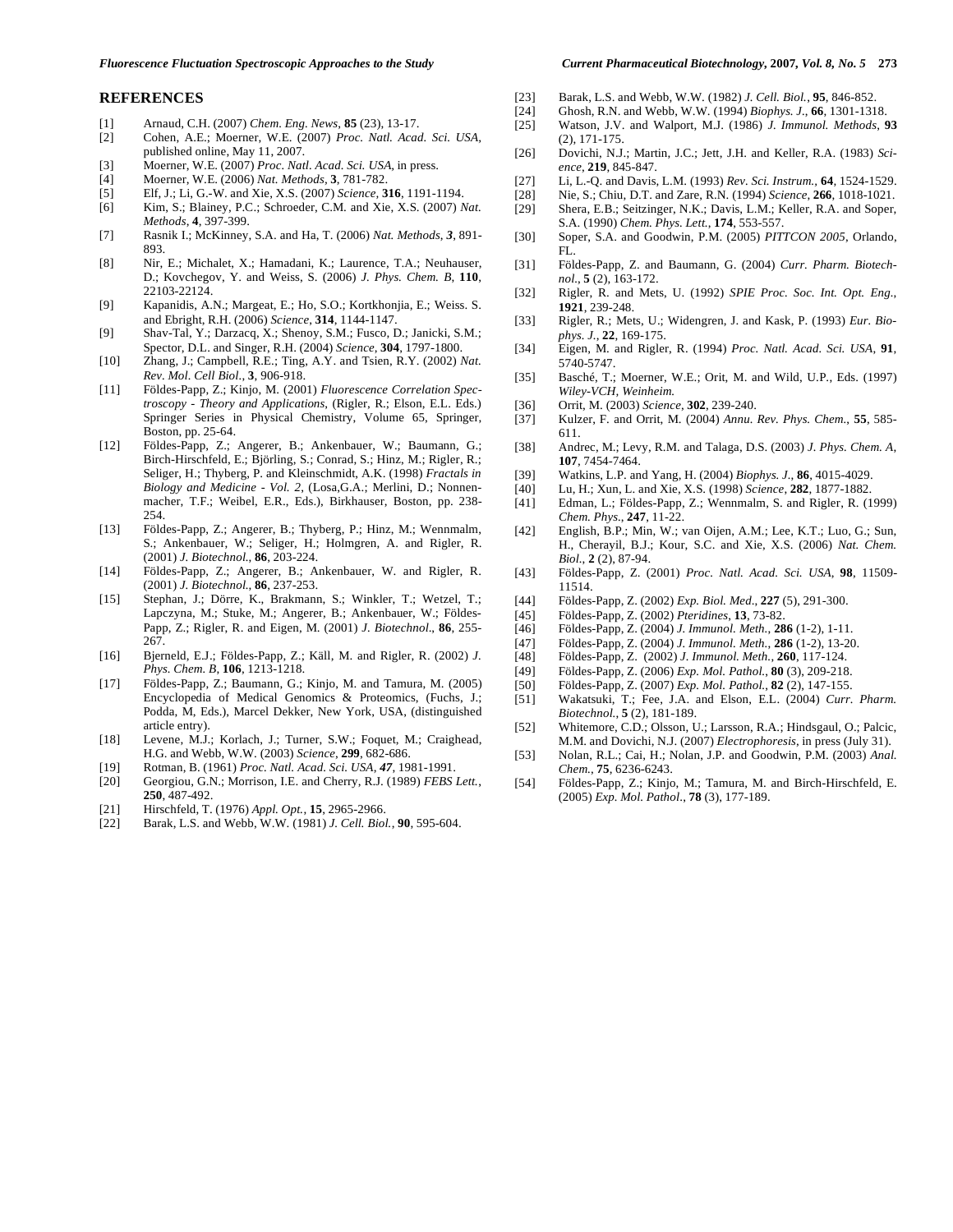## REFERENCES

[1] Arnaud, C.H. (2007) *Chem. Eng. News*, **85** (23), 13-17.

[2] Cohen, A.E.; Moerner, W.E. (2007) *Proc. Natl. Acad. Sci. USA*, published online, May 11, 2007.

[3] Moerner, W.E. (2007) *Proc. Natl. Acad. Sci. USA*, in press.

[4] Moerner, W.E. (2006) *Nat. Methods*, **3**, 781-782.

[5] Elf, J.; Li, G.-W. and Xie, X.S. (2007) *Science*, **316**, 1191-1194.

[6] Kim, S.; Blainey, P.C.; Schroeder, C.M. and Xie, X.S. (2007) *Nat. Methods*, **4**, 397-399.

[7] Rasnik I.; McKinney, S.A. and Ha, T. (2006) *Nat. Methods*, ***3***, 891-893.

[8] Nir, E.; Michalet, X.; Hamadani, K.; Laurence, T.A.; Neuhauser, D.; Kovchegov, Y. and Weiss, S. (2006) *J. Phys. Chem. B*, **110**, 22103-22124.

[9] Kapanidis, A.N.; Margeat, E.; Ho, S.O.; Kortkhonjia, E.; Weiss. S. and Ebright, R.H. (2006) *Science*, **314**, 1144-1147.

[9] Shav-Tal, Y.; Darzacq, X.; Shenoy, S.M.; Fusco, D.; Janicki, S.M.; Spector, D.L. and Singer, R.H. (2004) *Science*, **304**, 1797-1800.

[10] Zhang, J.; Campbell, R.E.; Ting, A.Y. and Tsien, R.Y. (2002) *Nat. Rev. Mol. Cell Biol.*, **3**, 906-918.

[11] Földes-Papp, Z.; Kinjo, M. (2001) *Fluorescence Correlation Spectroscopy - Theory and Applications*, (Rigler, R.; Elson, E.L. Eds.) Springer Series in Physical Chemistry, Volume 65, Springer, Boston, pp. 25-64.

[12] Földes-Papp, Z.; Angerer, B.; Ankenbauer, W.; Baumann, G.; Birch-Hirschfeld, E.; Björling, S.; Conrad, S.; Hinz, M.; Rigler, R.; Seliger, H.; Thyberg, P. and Kleinschmidt, A.K. (1998) *Fractals in Biology and Medicine - Vol. 2*, (Losa,G.A.; Merlini, D.; Nonnenmacher, T.F.; Weibel, E.R., Eds.), Birkhauser, Boston, pp. 238-254.

[13] Földes-Papp, Z.; Angerer, B.; Thyberg, P.; Hinz, M.; Wennmalm, S.; Ankenbauer, W.; Seliger, H.; Holmgren, A. and Rigler, R. (2001) *J. Biotechnol.*, **86**, 203-224.

[14] Földes-Papp, Z.; Angerer, B.; Ankenbauer, W. and Rigler, R. (2001) *J. Biotechnol.*, **86**, 237-253.

[15] Stephan, J.; Dörre, K., Brakmann, S.; Winkler, T.; Wetzel, T.; Lapczyna, M.; Stuke, M.; Angerer, B.; Ankenbauer, W.; Földes-Papp, Z.; Rigler, R. and Eigen, M. (2001) *J. Biotechnol.*, **86**, 255-267.

[16] Bjerneld, E.J.; Földes-Papp, Z.; Käll, M. and Rigler, R. (2002) *J. Phys. Chem. B*, **106**, 1213-1218.

[17] Földes-Papp, Z.; Baumann, G.; Kinjo, M. and Tamura, M. (2005) Encyclopedia of Medical Genomics & Proteomics, (Fuchs, J.; Podda, M, Eds.), Marcel Dekker, New York, USA, (distinguished article entry).

[18] Levene, M.J.; Korlach, J.; Turner, S.W.; Foquet, M.; Craighead, H.G. and Webb, W.W. (2003) *Science*, **299**, 682-686.

[19] Rotman, B. (1961) *Proc. Natl. Acad. Sci. USA*, ***47***, 1981-1991.

[20] Georgiou, G.N.; Morrison, I.E. and Cherry, R.J. (1989) *FEBS Lett.*, **250**, 487-492.

[21] Hirschfeld, T. (1976) *Appl. Opt.*, **15**, 2965-2966.

[22] Barak, L.S. and Webb, W.W. (1981) *J. Cell. Biol.*, **90**, 595-604.

[23] Barak, L.S. and Webb, W.W. (1982) *J. Cell. Biol.*, **95**, 846-852.

[24] Ghosh, R.N. and Webb, W.W. (1994) *Biophys. J.*, **66**, 1301-1318.

[25] Watson, J.V. and Walport, M.J. (1986) *J. Immunol. Methods*, **93** (2), 171-175.

[26] Dovichi, N.J.; Martin, J.C.; Jett, J.H. and Keller, R.A. (1983) *Science*, **219**, 845-847.

[27] Li, L.-Q. and Davis, L.M. (1993) *Rev. Sci. Instrum.*, **64**, 1524-1529.

[28] Nie, S.; Chiu, D.T. and Zare, R.N. (1994) *Science*, **266**, 1018-1021.

[29] Shera, E.B.; Seitzinger, N.K.; Davis, L.M.; Keller, R.A. and Soper, S.A. (1990) *Chem. Phys. Lett.*, **174**, 553-557.

[30] Soper, S.A. and Goodwin, P.M. (2005) *PITTCON 2005*, Orlando, FL.

[31] Földes-Papp, Z. and Baumann, G. (2004) *Curr. Pharm. Biotechnol.*, **5** (2), 163-172.

[32] Rigler, R. and Mets, U. (1992) *SPIE Proc. Soc. Int. Opt. Eng.*, **1921**, 239-248.

[33] Rigler, R.; Mets, U.; Widengren, J. and Kask, P. (1993) *Eur. Biophys. J.*, **22**, 169-175.

[34] Eigen, M. and Rigler, R. (1994) *Proc. Natl. Acad. Sci. USA*, **91**, 5740-5747.

[35] Basché, T.; Moerner, W.E.; Orit, M. and Wild, U.P., Eds. (1997) *Wiley-VCH, Weinheim.*

[36] Orrit, M. (2003) *Science*, **302**, 239-240.

[37] Kulzer, F. and Orrit, M. (2004) *Annu. Rev. Phys. Chem.*, **55**, 585-611.

[38] Andrec, M.; Levy, R.M. and Talaga, D.S. (2003) *J. Phys. Chem. A*, **107**, 7454-7464.

[39] Watkins, L.P. and Yang, H. (2004) *Biophys. J.*, **86**, 4015-4029.

[40] Lu, H.; Xun, L. and Xie, X.S. (1998) *Science*, **282**, 1877-1882.

[41] Edman, L.; Földes-Papp, Z.; Wennmalm, S. and Rigler, R. (1999) *Chem. Phys.*, **247**, 11-22.

[42] English, B.P.; Min, W.; van Oijen, A.M.; Lee, K.T.; Luo, G.; Sun, H., Cherayil, B.J.; Kour, S.C. and Xie, X.S. (2006) *Nat. Chem. Biol.*, **2** (2), 87-94.

[43] Földes-Papp, Z. (2001) *Proc. Natl. Acad. Sci. USA*, **98**, 11509-11514.

[44] Földes-Papp, Z. (2002) *Exp. Biol. Med.*, **227** (5), 291-300.

[45] Földes-Papp, Z. (2002) *Pteridines*, **13**, 73-82.

[46] Földes-Papp, Z. (2004) *J. Immunol. Meth.*, **286** (1-2), 1-11.

[47] Földes-Papp, Z. (2004) *J. Immunol. Meth.*, **286** (1-2), 13-20.

[48] Földes-Papp, Z. (2002) *J. Immunol. Meth.*, **260**, 117-124.

[49] Földes-Papp, Z. (2006) *Exp. Mol. Pathol.*, **80** (3), 209-218.

[50] Földes-Papp, Z. (2007) *Exp. Mol. Pathol.*, **82** (2), 147-155.

[51] Wakatsuki, T.; Fee, J.A. and Elson, E.L. (2004) *Curr. Pharm. Biotechnol.*, **5** (2), 181-189.

[52] Whitemore, C.D.; Olsson, U.; Larsson, R.A.; Hindsgaul, O.; Palcic, M.M. and Dovichi, N.J. (2007) *Electrophoresis*, in press (July 31).

[53] Nolan, R.L.; Cai, H.; Nolan, J.P. and Goodwin, P.M. (2003) *Anal. Chem.*, **75**, 6236-6243.

[54] Földes-Papp, Z.; Kinjo, M.; Tamura, M. and Birch-Hirschfeld, E. (2005) *Exp. Mol. Pathol.*, **78** (3), 177-189.